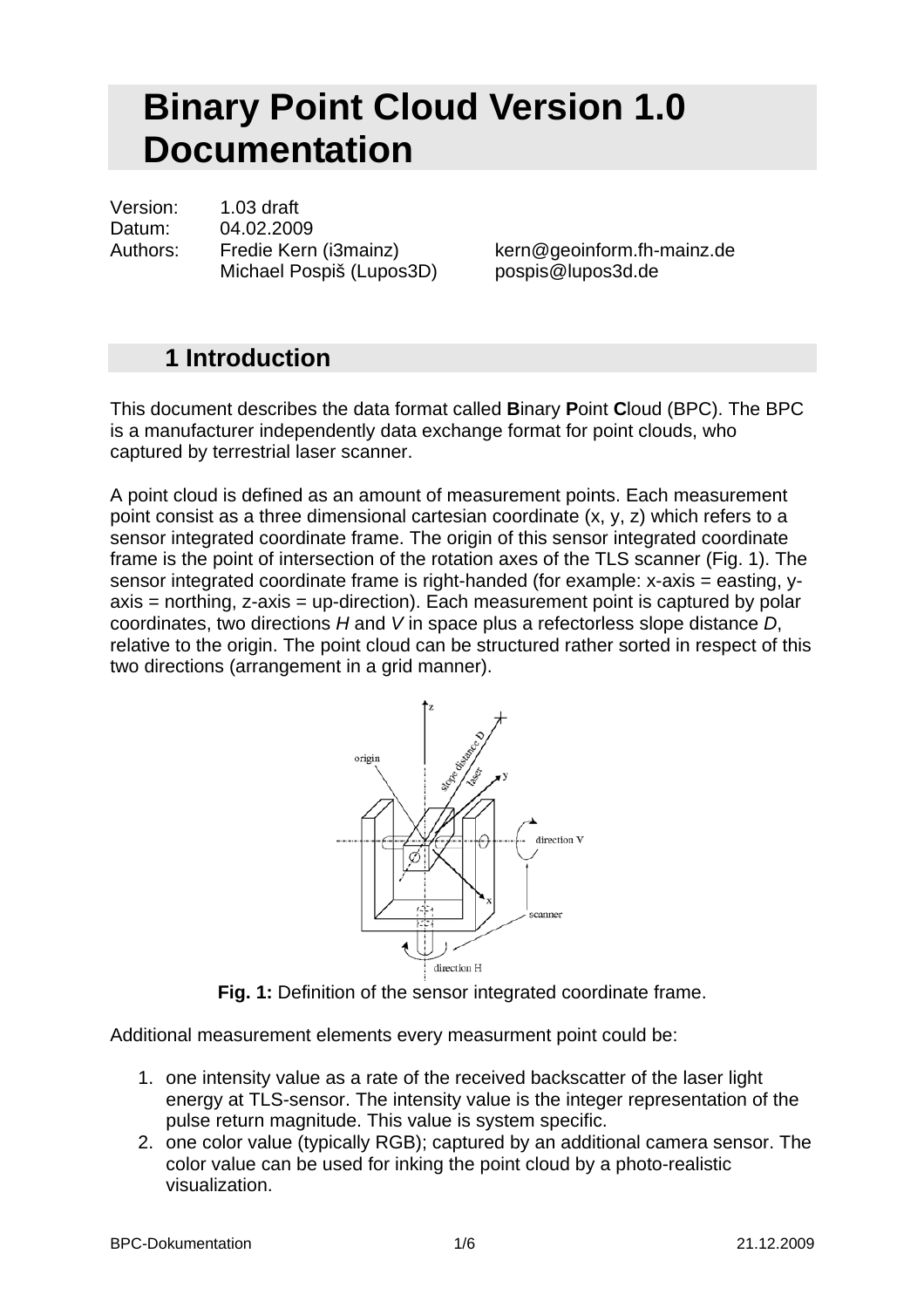# Binary Point Cloud Version 1.0 Documentation

Version: 1.03 draft
Datum: 04.02.2009
Authors: Fredie Kern (i3mainz) kern@geoinform.fh-mainz.de
Michael Pospiš (Lupos3D) pospis@lupos3d.de

## 1 Introduction

This document describes the data format called **B**inary **P**oint **C**loud (BPC). The BPC is a manufacturer independently data exchange format for point clouds, who captured by terrestrial laser scanner.

A point cloud is defined as an amount of measurement points. Each measurement point consist as a three dimensional cartesian coordinate (x, y, z) which refers to a sensor integrated coordinate frame. The origin of this sensor integrated coordinate frame is the point of intersection of the rotation axes of the TLS scanner (Fig. 1). The sensor integrated coordinate frame is right-handed (for example: x-axis = easting, y-axis = northing, z-axis = up-direction). Each measurement point is captured by polar coordinates, two directions *H* and *V* in space plus a refectorless slope distance *D*, relative to the origin. The point cloud can be structured rather sorted in respect of this two directions (arrangement in a grid manner).

**Fig. 1:** Definition of the sensor integrated coordinate frame.

Additional measurement elements every measurment point could be:

1. one intensity value as a rate of the received backscatter of the laser light energy at TLS-sensor. The intensity value is the integer representation of the pulse return magnitude. This value is system specific.
2. one color value (typically RGB); captured by an additional camera sensor. The color value can be used for inking the point cloud by a photo-realistic visualization.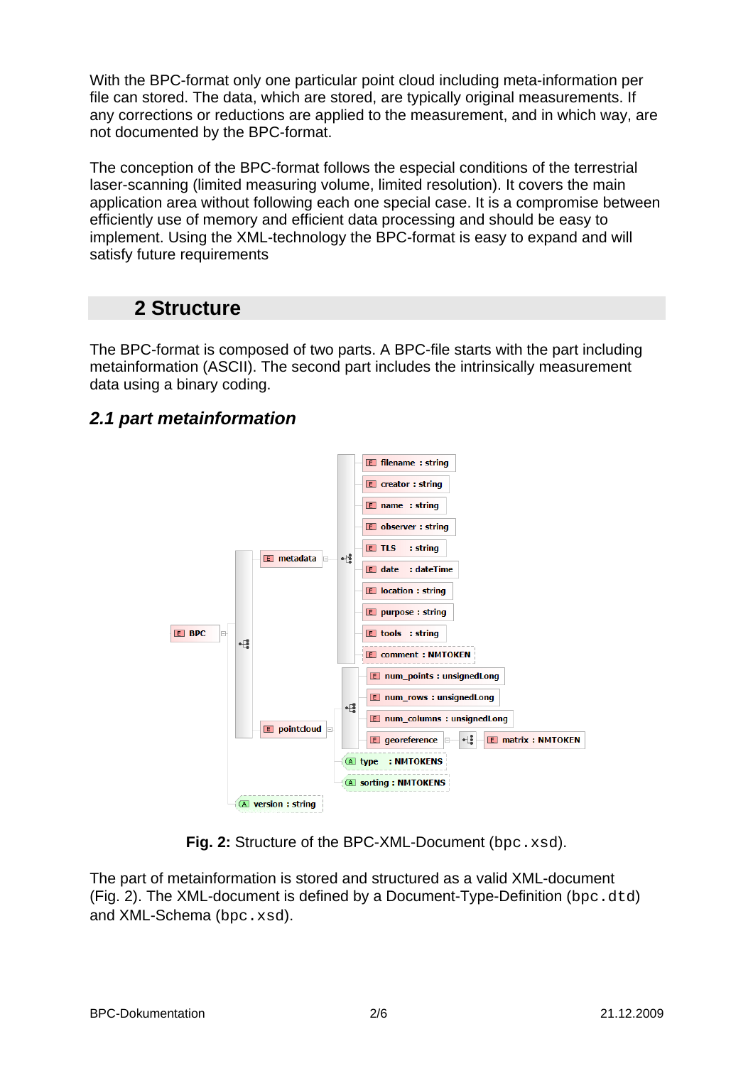With the BPC-format only one particular point cloud including meta-information per file can stored. The data, which are stored, are typically original measurements. If any corrections or reductions are applied to the measurement, and in which way, are not documented by the BPC-format.

The conception of the BPC-format follows the especial conditions of the terrestrial laser-scanning (limited measuring volume, limited resolution). It covers the main application area without following each one special case. It is a compromise between efficiently use of memory and efficient data processing and should be easy to implement. Using the XML-technology the BPC-format is easy to expand and will satisfy future requirements

## 2 Structure

The BPC-format is composed of two parts. A BPC-file starts with the part including metainformation (ASCII). The second part includes the intrinsically measurement data using a binary coding.

### *2.1 part metainformation*

**Fig. 2:** Structure of the BPC-XML-Document (`bpc.xsd`).

The part of metainformation is stored and structured as a valid XML-document (Fig. 2). The XML-document is defined by a Document-Type-Definition (`bpc.dtd`) and XML-Schema (`bpc.xsd`).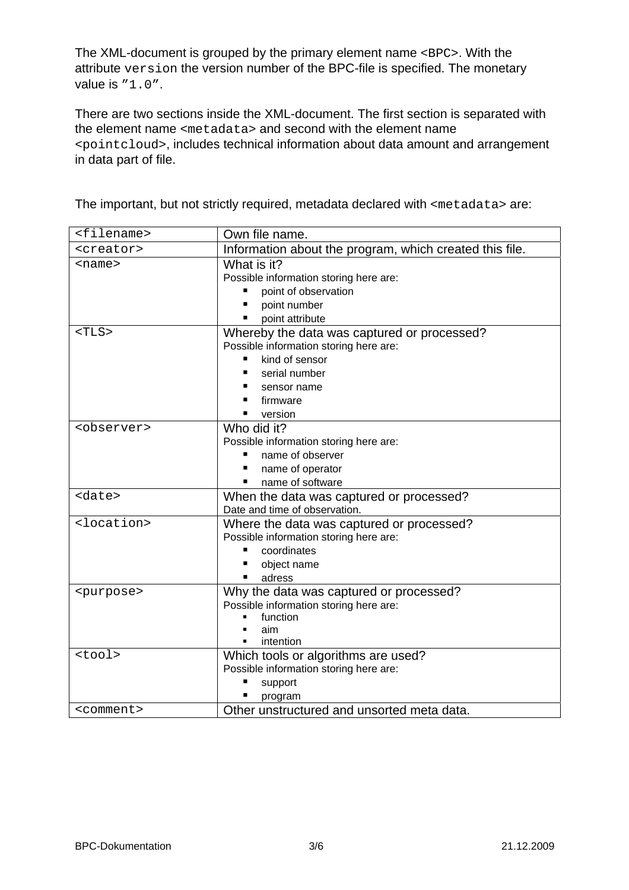The XML-document is grouped by the primary element name `<BPC>`. With the attribute `version` the version number of the BPC-file is specified. The monetary value is `”1.0”`.

There are two sections inside the XML-document. The first section is separated with the element name `<metadata>` and second with the element name `<pointcloud>`, includes technical information about data amount and arrangement in data part of file.

The important, but not strictly required, metadata declared with `<metadata>` are:

| | |
|---|---|
| `<filename>` | Own file name. |
| `<creator>` | Information about the program, which created this file. |
| `<name>` | What is it?<br>Possible information storing here are:<br>▪ point of observation<br>▪ point number<br>▪ point attribute |
| `<TLS>` | Whereby the data was captured or processed?<br>Possible information storing here are:<br>▪ kind of sensor<br>▪ serial number<br>▪ sensor name<br>▪ firmware<br>▪ version |
| `<observer>` | Who did it?<br>Possible information storing here are:<br>▪ name of observer<br>▪ name of operator<br>▪ name of software |
| `<date>` | When the data was captured or processed?<br>Date and time of observation. |
| `<location>` | Where the data was captured or processed?<br>Possible information storing here are:<br>▪ coordinates<br>▪ object name<br>▪ adress |
| `<purpose>` | Why the data was captured or processed?<br>Possible information storing here are:<br>▪ function<br>▪ aim<br>▪ intention |
| `<tool>` | Which tools or algorithms are used?<br>Possible information storing here are:<br>▪ support<br>▪ program |
| `<comment>` | Other unstructured and unsorted meta data. |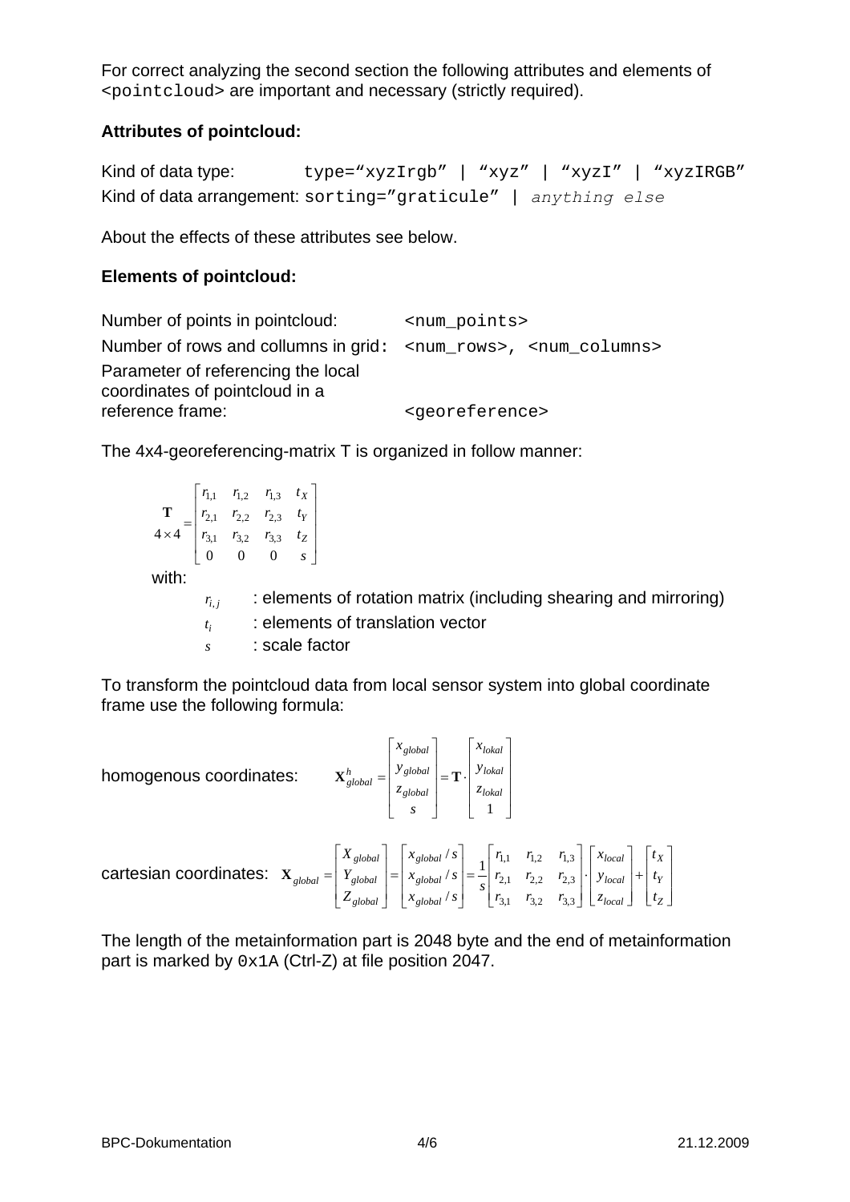For correct analyzing the second section the following attributes and elements of `<pointcloud>` are important and necessary (strictly required).

**Attributes of pointcloud:**

Kind of data type: `type="xyzIrgb" | "xyz" | "xyzI" | "xyzIRGB"`
Kind of data arrangement: `sorting="graticule" |` *`anything else`*

About the effects of these attributes see below.

**Elements of pointcloud:**

| | |
|---|---|
| Number of points in pointcloud: | `<num_points>` |
| Number of rows and collumns in grid: | `<num_rows>, <num_columns>` |
| Parameter of referencing the local coordinates of pointcloud in a reference frame: | `<georeference>` |

The 4x4-georeferencing-matrix T is organized in follow manner:

$$\underset{4\times 4}{\mathbf{T}} = \begin{bmatrix} r_{1,1} & r_{1,2} & r_{1,3} & t_X \\ r_{2,1} & r_{2,2} & r_{2,3} & t_Y \\ r_{3,1} & r_{3,2} & r_{3,3} & t_Z \\ 0 & 0 & 0 & s \end{bmatrix}$$

with:

- $r_{i,j}$ : elements of rotation matrix (including shearing and mirroring)
- $t_i$ : elements of translation vector
- $s$ : scale factor

To transform the pointcloud data from local sensor system into global coordinate frame use the following formula:

homogenous coordinates:

$$\mathbf{X}^h_{global} = \begin{bmatrix} x_{global} \\ y_{global} \\ z_{global} \\ s \end{bmatrix} = \mathbf{T} \cdot \begin{bmatrix} x_{lokal} \\ y_{lokal} \\ z_{lokal} \\ 1 \end{bmatrix}$$

cartesian coordinates:

$$\mathbf{X}_{global} = \begin{bmatrix} X_{global} \\ Y_{global} \\ Z_{global} \end{bmatrix} = \begin{bmatrix} x_{global}/s \\ x_{global}/s \\ x_{global}/s \end{bmatrix} = \frac{1}{s}\begin{bmatrix} r_{1,1} & r_{1,2} & r_{1,3} \\ r_{2,1} & r_{2,2} & r_{2,3} \\ r_{3,1} & r_{3,2} & r_{3,3} \end{bmatrix} \cdot \begin{bmatrix} x_{local} \\ y_{local} \\ z_{local} \end{bmatrix} + \begin{bmatrix} t_X \\ t_Y \\ t_Z \end{bmatrix}$$

The length of the metainformation part is 2048 byte and the end of metainformation part is marked by `0x1A` (Ctrl-Z) at file position 2047.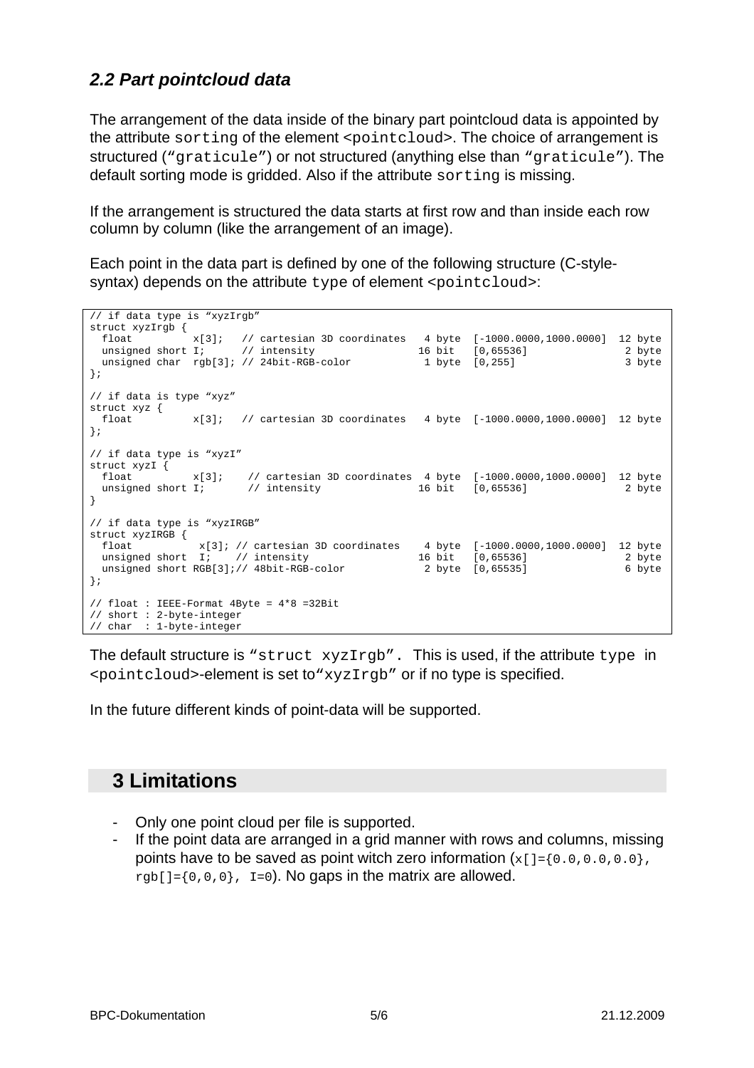### *2.2 Part pointcloud data*

The arrangement of the data inside of the binary part pointcloud data is appointed by the attribute `sorting` of the element `<pointcloud>`. The choice of arrangement is structured (“`graticule`”) or not structured (anything else than “`graticule`”). The default sorting mode is gridded. Also if the attribute `sorting` is missing.

If the arrangement is structured the data starts at first row and than inside each row column by column (like the arrangement of an image).

Each point in the data part is defined by one of the following structure (C-style-syntax) depends on the attribute `type` of element `<pointcloud>`:

```
// if data type is “xyzIrgb”
struct xyzIrgb {
  float          x[3];   // cartesian 3D coordinates   4 byte  [-1000.0000,1000.0000]  12 byte
  unsigned short I;      // intensity                 16 bit   [0,65536]               2 byte
  unsigned char  rgb[3]; // 24bit-RGB-color           1 byte  [0,255]                  3 byte
};

// if data is type “xyz”
struct xyz {
  float          x[3];   // cartesian 3D coordinates   4 byte  [-1000.0000,1000.0000]  12 byte
};

// if data type is “xyzI”
struct xyzI {
  float          x[3];    // cartesian 3D coordinates  4 byte  [-1000.0000,1000.0000]  12 byte
  unsigned short I;       // intensity                16 bit   [0,65536]               2 byte
}

// if data type is “xyzIRGB”
struct xyzIRGB {
  float           x[3]; // cartesian 3D coordinates    4 byte  [-1000.0000,1000.0000]  12 byte
  unsigned short  I;    // intensity                  16 bit   [0,65536]               2 byte
  unsigned short RGB[3];// 48bit-RGB-color             2 byte  [0,65535]               6 byte
};

// float : IEEE-Format 4Byte = 4*8 =32Bit
// short : 2-byte-integer
// char  : 1-byte-integer
```

The default structure is “`struct xyzIrgb`”. This is used, if the attribute `type` in `<pointcloud>`-element is set to“`xyzIrgb`” or if no type is specified.

In the future different kinds of point-data will be supported.

## 3 Limitations

- Only one point cloud per file is supported.
- If the point data are arranged in a grid manner with rows and columns, missing points have to be saved as point witch zero information (`x[]={0.0,0.0,0.0}`, `rgb[]={0,0,0}`, `I=0`). No gaps in the matrix are allowed.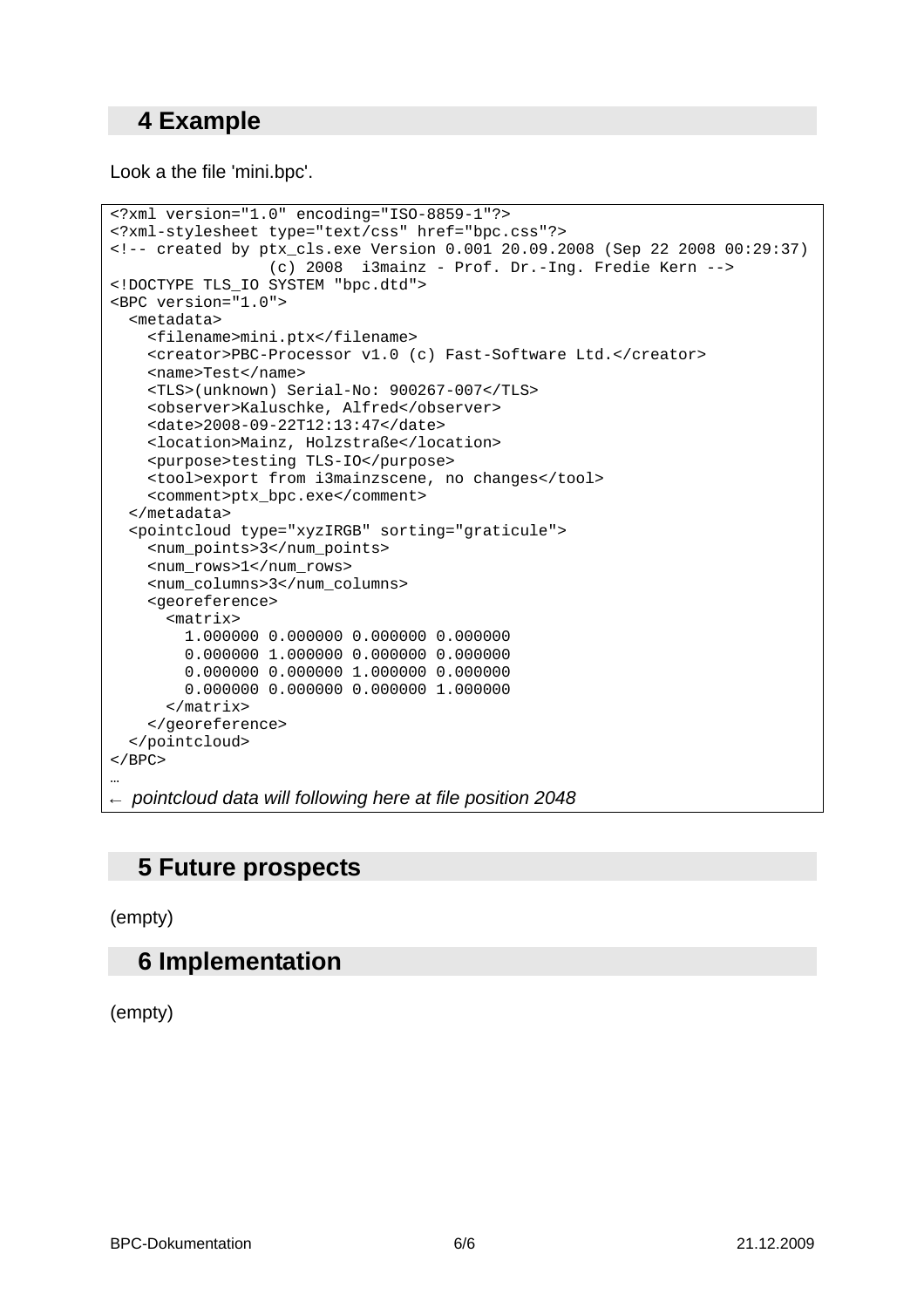## 4 Example

Look a the file 'mini.bpc'.

```
<?xml version="1.0" encoding="ISO-8859-1"?>
<?xml-stylesheet type="text/css" href="bpc.css"?>
<!-- created by ptx_cls.exe Version 0.001 20.09.2008 (Sep 22 2008 00:29:37)
                 (c) 2008  i3mainz - Prof. Dr.-Ing. Fredie Kern -->
<!DOCTYPE TLS_IO SYSTEM "bpc.dtd">
<BPC version="1.0">
  <metadata>
    <filename>mini.ptx</filename>
    <creator>PBC-Processor v1.0 (c) Fast-Software Ltd.</creator>
    <name>Test</name>
    <TLS>(unknown) Serial-No: 900267-007</TLS>
    <observer>Kaluschke, Alfred</observer>
    <date>2008-09-22T12:13:47</date>
    <location>Mainz, Holzstraße</location>
    <purpose>testing TLS-IO</purpose>
    <tool>export from i3mainzscene, no changes</tool>
    <comment>ptx_bpc.exe</comment>
  </metadata>
  <pointcloud type="xyzIRGB" sorting="graticule">
    <num_points>3</num_points>
    <num_rows>1</num_rows>
    <num_columns>3</num_columns>
    <georeference>
      <matrix>
        1.000000 0.000000 0.000000 0.000000
        0.000000 1.000000 0.000000 0.000000
        0.000000 0.000000 1.000000 0.000000
        0.000000 0.000000 0.000000 1.000000
      </matrix>
    </georeference>
  </pointcloud>
</BPC>
…
← pointcloud data will following here at file position 2048
```

## 5 Future prospects

(empty)

## 6 Implementation

(empty)